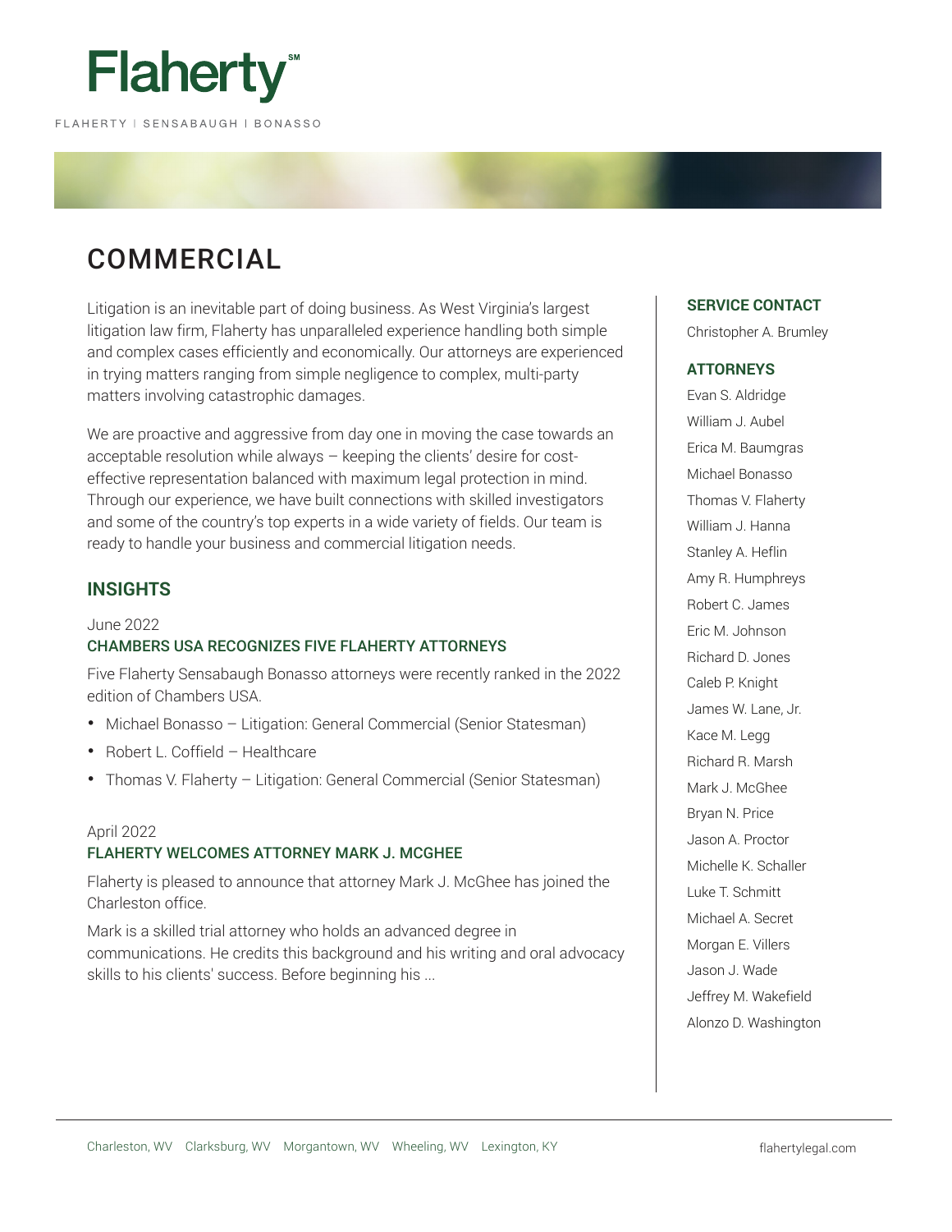# Flaherty℠

FLAHERTY | SENSABAUGH | BONASSO

## COMMERCIAL

Litigation is an inevitable part of doing business. As West Virginia's largest litigation law firm, Flaherty has unparalleled experience handling both simple and complex cases efficiently and economically. Our attorneys are experienced in trying matters ranging from simple negligence to complex, multi-party matters involving catastrophic damages.

We are proactive and aggressive from day one in moving the case towards an acceptable resolution while always – keeping the clients' desire for cost-effective representation balanced with maximum legal protection in mind. Through our experience, we have built connections with skilled investigators and some of the country's top experts in a wide variety of fields. Our team is ready to handle your business and commercial litigation needs.

### INSIGHTS

June 2022

**CHAMBERS USA RECOGNIZES FIVE FLAHERTY ATTORNEYS**

Five Flaherty Sensabaugh Bonasso attorneys were recently ranked in the 2022 edition of Chambers USA.

- Michael Bonasso – Litigation: General Commercial (Senior Statesman)
- Robert L. Coffield – Healthcare
- Thomas V. Flaherty – Litigation: General Commercial (Senior Statesman)

April 2022

**FLAHERTY WELCOMES ATTORNEY MARK J. MCGHEE**

Flaherty is pleased to announce that attorney Mark J. McGhee has joined the Charleston office.

Mark is a skilled trial attorney who holds an advanced degree in communications. He credits this background and his writing and oral advocacy skills to his clients' success. Before beginning his ...

### SERVICE CONTACT

Christopher A. Brumley

### ATTORNEYS

Evan S. Aldridge
William J. Aubel
Erica M. Baumgras
Michael Bonasso
Thomas V. Flaherty
William J. Hanna
Stanley A. Heflin
Amy R. Humphreys
Robert C. James
Eric M. Johnson
Richard D. Jones
Caleb P. Knight
James W. Lane, Jr.
Kace M. Legg
Richard R. Marsh
Mark J. McGhee
Bryan N. Price
Jason A. Proctor
Michelle K. Schaller
Luke T. Schmitt
Michael A. Secret
Morgan E. Villers
Jason J. Wade
Jeffrey M. Wakefield
Alonzo D. Washington

Charleston, WV Clarksburg, WV Morgantown, WV Wheeling, WV Lexington, KY

flahertylegal.com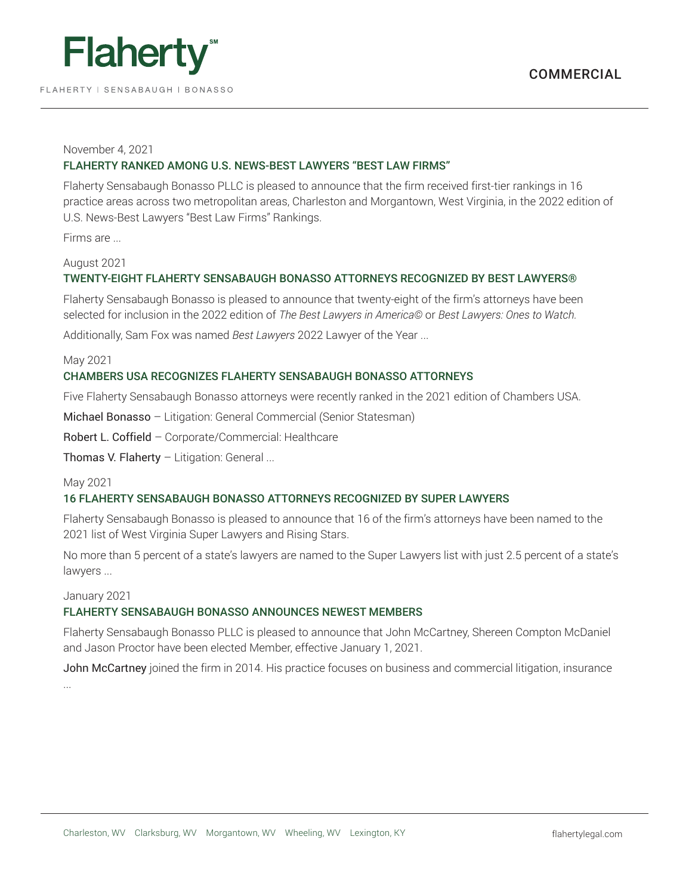November 4, 2021

### FLAHERTY RANKED AMONG U.S. NEWS-BEST LAWYERS "BEST LAW FIRMS"

Flaherty Sensabaugh Bonasso PLLC is pleased to announce that the firm received first-tier rankings in 16 practice areas across two metropolitan areas, Charleston and Morgantown, West Virginia, in the 2022 edition of U.S. News-Best Lawyers "Best Law Firms" Rankings.

Firms are ...

August 2021

### TWENTY-EIGHT FLAHERTY SENSABAUGH BONASSO ATTORNEYS RECOGNIZED BY BEST LAWYERS®

Flaherty Sensabaugh Bonasso is pleased to announce that twenty-eight of the firm's attorneys have been selected for inclusion in the 2022 edition of *The Best Lawyers in America©* or *Best Lawyers: Ones to Watch.*

Additionally, Sam Fox was named *Best Lawyers* 2022 Lawyer of the Year ...

May 2021

### CHAMBERS USA RECOGNIZES FLAHERTY SENSABAUGH BONASSO ATTORNEYS

Five Flaherty Sensabaugh Bonasso attorneys were recently ranked in the 2021 edition of Chambers USA.

Michael Bonasso – Litigation: General Commercial (Senior Statesman)

Robert L. Coffield – Corporate/Commercial: Healthcare

Thomas V. Flaherty – Litigation: General ...

May 2021

### 16 FLAHERTY SENSABAUGH BONASSO ATTORNEYS RECOGNIZED BY SUPER LAWYERS

Flaherty Sensabaugh Bonasso is pleased to announce that 16 of the firm's attorneys have been named to the 2021 list of West Virginia Super Lawyers and Rising Stars.

No more than 5 percent of a state's lawyers are named to the Super Lawyers list with just 2.5 percent of a state's lawyers ...

January 2021

### FLAHERTY SENSABAUGH BONASSO ANNOUNCES NEWEST MEMBERS

Flaherty Sensabaugh Bonasso PLLC is pleased to announce that John McCartney, Shereen Compton McDaniel and Jason Proctor have been elected Member, effective January 1, 2021.

John McCartney joined the firm in 2014. His practice focuses on business and commercial litigation, insurance ...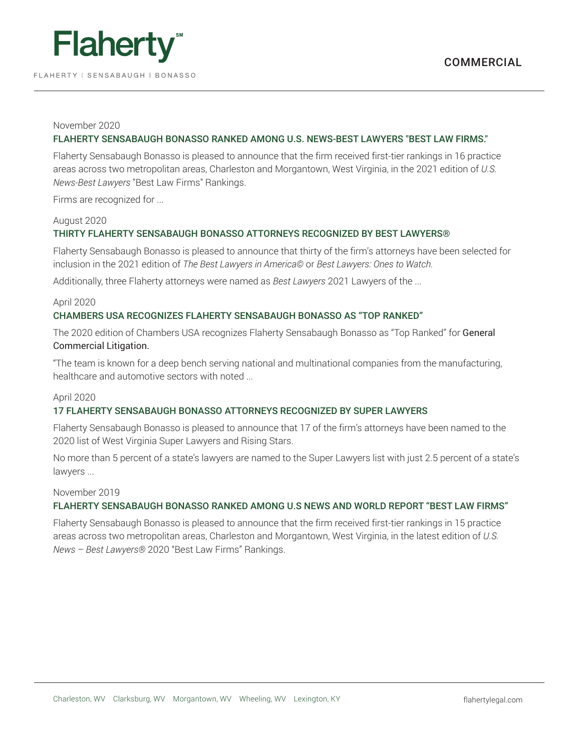November 2020

### FLAHERTY SENSABAUGH BONASSO RANKED AMONG U.S. NEWS-BEST LAWYERS "BEST LAW FIRMS."

Flaherty Sensabaugh Bonasso is pleased to announce that the firm received first-tier rankings in 16 practice areas across two metropolitan areas, Charleston and Morgantown, West Virginia, in the 2021 edition of *U.S. News-Best Lawyers* "Best Law Firms" Rankings.

Firms are recognized for ...

August 2020

### THIRTY FLAHERTY SENSABAUGH BONASSO ATTORNEYS RECOGNIZED BY BEST LAWYERS®

Flaherty Sensabaugh Bonasso is pleased to announce that thirty of the firm's attorneys have been selected for inclusion in the 2021 edition of *The Best Lawyers in America©* or *Best Lawyers: Ones to Watch.*

Additionally, three Flaherty attorneys were named as *Best Lawyers* 2021 Lawyers of the ...

April 2020

### CHAMBERS USA RECOGNIZES FLAHERTY SENSABAUGH BONASSO AS "TOP RANKED"

The 2020 edition of Chambers USA recognizes Flaherty Sensabaugh Bonasso as "Top Ranked" for General Commercial Litigation.

"The team is known for a deep bench serving national and multinational companies from the manufacturing, healthcare and automotive sectors with noted ...

April 2020

### 17 FLAHERTY SENSABAUGH BONASSO ATTORNEYS RECOGNIZED BY SUPER LAWYERS

Flaherty Sensabaugh Bonasso is pleased to announce that 17 of the firm's attorneys have been named to the 2020 list of West Virginia Super Lawyers and Rising Stars.

No more than 5 percent of a state's lawyers are named to the Super Lawyers list with just 2.5 percent of a state's lawyers ...

November 2019

### FLAHERTY SENSABAUGH BONASSO RANKED AMONG U.S NEWS AND WORLD REPORT "BEST LAW FIRMS"

Flaherty Sensabaugh Bonasso is pleased to announce that the firm received first-tier rankings in 15 practice areas across two metropolitan areas, Charleston and Morgantown, West Virginia, in the latest edition of *U.S. News – Best Lawyers®* 2020 "Best Law Firms" Rankings.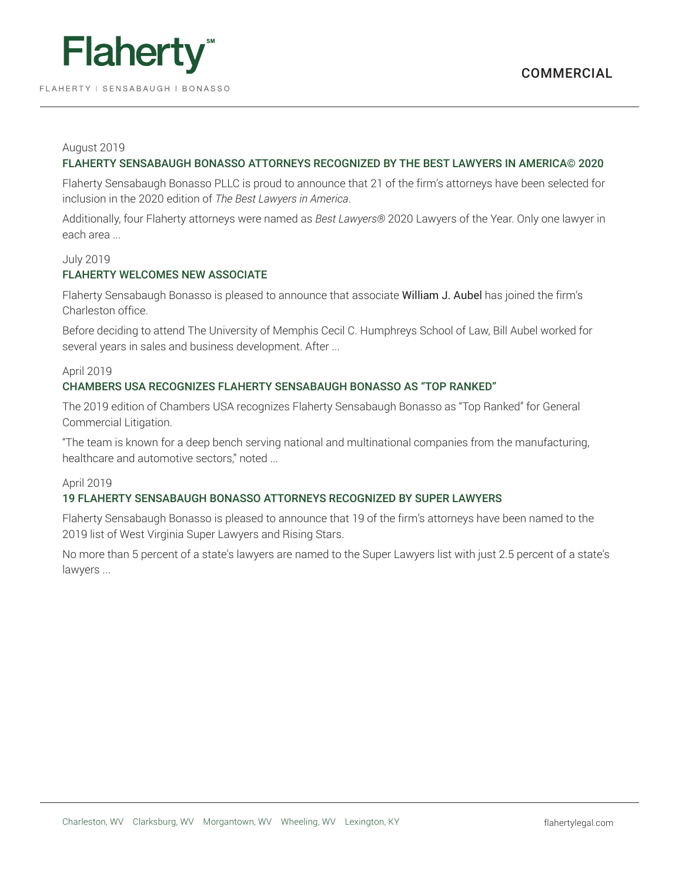August 2019

### FLAHERTY SENSABAUGH BONASSO ATTORNEYS RECOGNIZED BY THE BEST LAWYERS IN AMERICA© 2020

Flaherty Sensabaugh Bonasso PLLC is proud to announce that 21 of the firm's attorneys have been selected for inclusion in the 2020 edition of *The Best Lawyers in America*.

Additionally, four Flaherty attorneys were named as *Best Lawyers®* 2020 Lawyers of the Year. Only one lawyer in each area ...

July 2019

### FLAHERTY WELCOMES NEW ASSOCIATE

Flaherty Sensabaugh Bonasso is pleased to announce that associate William J. Aubel has joined the firm's Charleston office.

Before deciding to attend The University of Memphis Cecil C. Humphreys School of Law, Bill Aubel worked for several years in sales and business development. After ...

April 2019

### CHAMBERS USA RECOGNIZES FLAHERTY SENSABAUGH BONASSO AS "TOP RANKED"

The 2019 edition of Chambers USA recognizes Flaherty Sensabaugh Bonasso as "Top Ranked" for General Commercial Litigation.

"The team is known for a deep bench serving national and multinational companies from the manufacturing, healthcare and automotive sectors," noted ...

April 2019

### 19 FLAHERTY SENSABAUGH BONASSO ATTORNEYS RECOGNIZED BY SUPER LAWYERS

Flaherty Sensabaugh Bonasso is pleased to announce that 19 of the firm's attorneys have been named to the 2019 list of West Virginia Super Lawyers and Rising Stars.

No more than 5 percent of a state's lawyers are named to the Super Lawyers list with just 2.5 percent of a state's lawyers ...